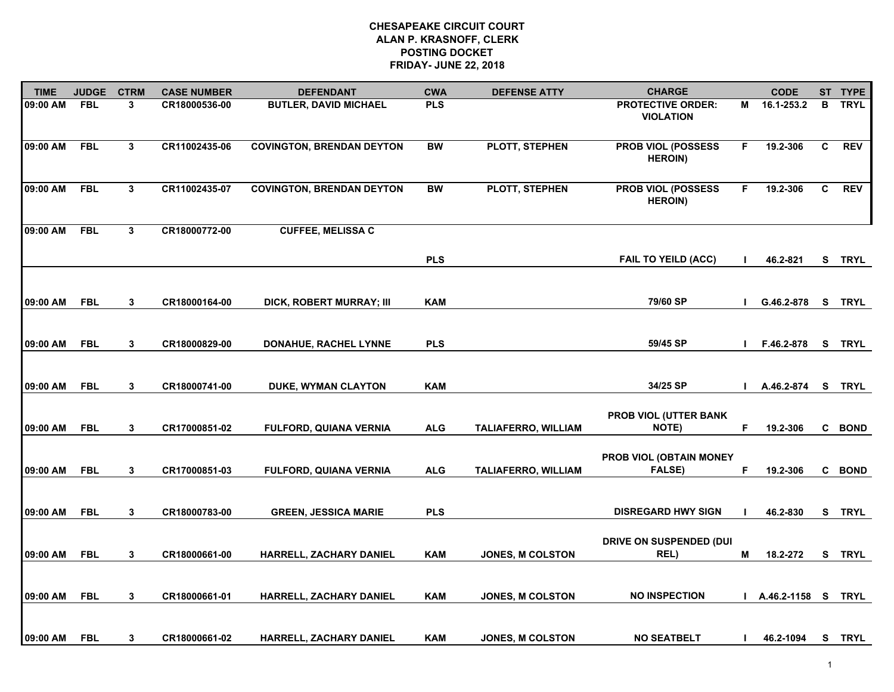# CHESAPEAKE CIRCUIT COURT
## ALAN P. KRASNOFF, CLERK
## POSTING DOCKET
## FRIDAY- JUNE 22, 2018

| TIME | JUDGE | CTRM | CASE NUMBER | DEFENDANT | CWA | DEFENSE ATTY | CHARGE | | CODE | ST | TYPE |
|---|---|---|---|---|---|---|---|---|---|---|---|
| 09:00 AM | FBL | 3 | CR18000536-00 | BUTLER, DAVID MICHAEL | PLS | | PROTECTIVE ORDER: VIOLATION | M | 16.1-253.2 | B | TRYL |
| 09:00 AM | FBL | 3 | CR11002435-06 | COVINGTON, BRENDAN DEYTON | BW | PLOTT, STEPHEN | PROB VIOL (POSSESS HEROIN) | F | 19.2-306 | C | REV |
| 09:00 AM | FBL | 3 | CR11002435-07 | COVINGTON, BRENDAN DEYTON | BW | PLOTT, STEPHEN | PROB VIOL (POSSESS HEROIN) | F | 19.2-306 | C | REV |
| 09:00 AM | FBL | 3 | CR18000772-00 | CUFFEE, MELISSA C | PLS | | FAIL TO YEILD (ACC) | I | 46.2-821 | S | TRYL |
| 09:00 AM | FBL | 3 | CR18000164-00 | DICK, ROBERT MURRAY; III | KAM | | 79/60 SP | I | G.46.2-878 | S | TRYL |
| 09:00 AM | FBL | 3 | CR18000829-00 | DONAHUE, RACHEL LYNNE | PLS | | 59/45 SP | I | F.46.2-878 | S | TRYL |
| 09:00 AM | FBL | 3 | CR18000741-00 | DUKE, WYMAN CLAYTON | KAM | | 34/25 SP | I | A.46.2-874 | S | TRYL |
| 09:00 AM | FBL | 3 | CR17000851-02 | FULFORD, QUIANA VERNIA | ALG | TALIAFERRO, WILLIAM | PROB VIOL (UTTER BANK NOTE) | F | 19.2-306 | C | BOND |
| 09:00 AM | FBL | 3 | CR17000851-03 | FULFORD, QUIANA VERNIA | ALG | TALIAFERRO, WILLIAM | PROB VIOL (OBTAIN MONEY FALSE) | F | 19.2-306 | C | BOND |
| 09:00 AM | FBL | 3 | CR18000783-00 | GREEN, JESSICA MARIE | PLS | | DISREGARD HWY SIGN | I | 46.2-830 | S | TRYL |
| 09:00 AM | FBL | 3 | CR18000661-00 | HARRELL, ZACHARY DANIEL | KAM | JONES, M COLSTON | DRIVE ON SUSPENDED (DUI REL) | M | 18.2-272 | S | TRYL |
| 09:00 AM | FBL | 3 | CR18000661-01 | HARRELL, ZACHARY DANIEL | KAM | JONES, M COLSTON | NO INSPECTION | I | A.46.2-1158 | S | TRYL |
| 09:00 AM | FBL | 3 | CR18000661-02 | HARRELL, ZACHARY DANIEL | KAM | JONES, M COLSTON | NO SEATBELT | I | 46.2-1094 | S | TRYL |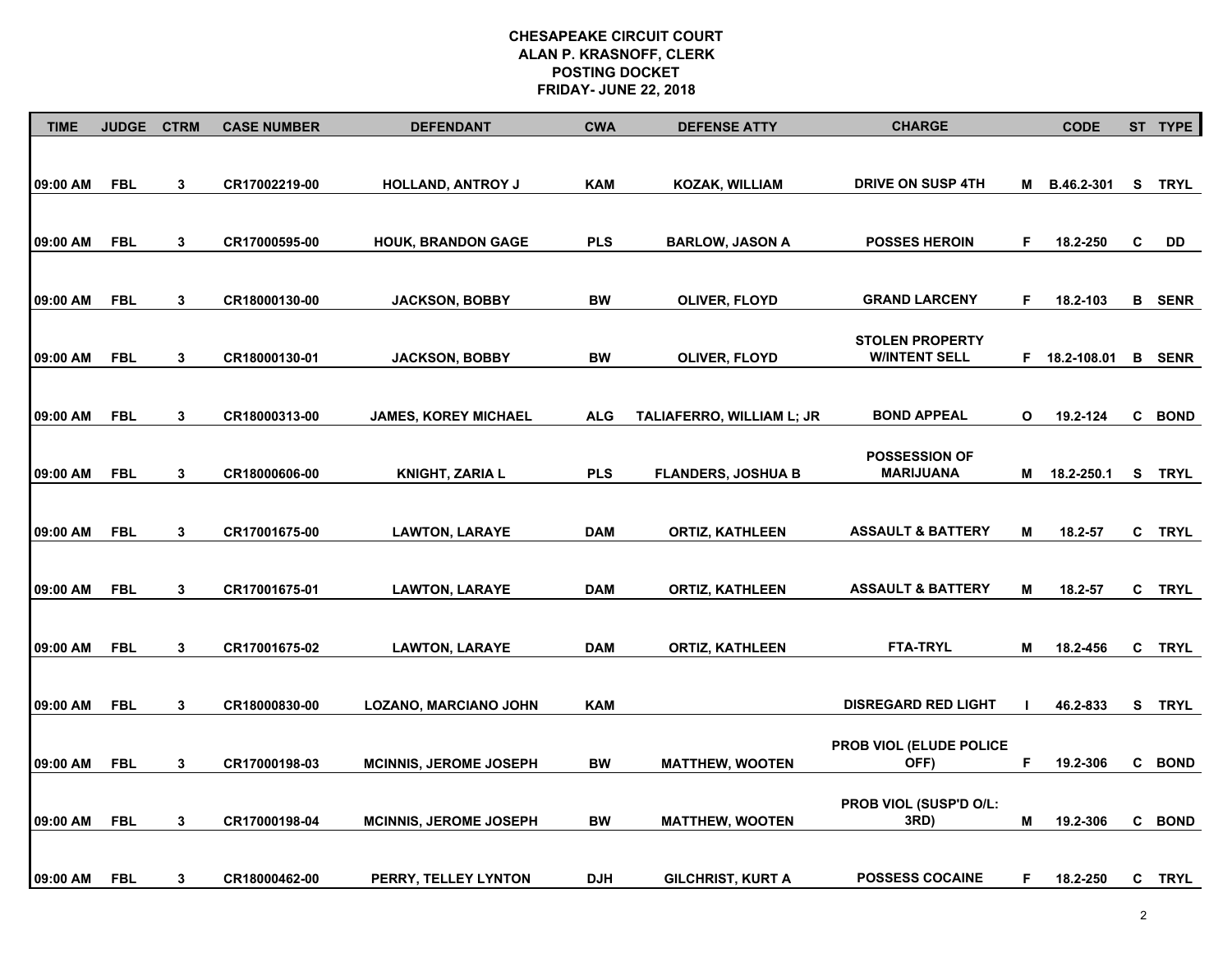# CHESAPEAKE CIRCUIT COURT
## ALAN P. KRASNOFF, CLERK
## POSTING DOCKET
## FRIDAY- JUNE 22, 2018

| TIME | JUDGE | CTRM | CASE NUMBER | DEFENDANT | CWA | DEFENSE ATTY | CHARGE | | CODE | ST | TYPE |
|---|---|---|---|---|---|---|---|---|---|---|---|
| 09:00 AM | FBL | 3 | CR17002219-00 | HOLLAND, ANTROY J | KAM | KOZAK, WILLIAM | DRIVE ON SUSP 4TH | M | B.46.2-301 | S | TRYL |
| 09:00 AM | FBL | 3 | CR17000595-00 | HOUK, BRANDON GAGE | PLS | BARLOW, JASON A | POSSES HEROIN | F | 18.2-250 | C | DD |
| 09:00 AM | FBL | 3 | CR18000130-00 | JACKSON, BOBBY | BW | OLIVER, FLOYD | GRAND LARCENY | F | 18.2-103 | B | SENR |
| 09:00 AM | FBL | 3 | CR18000130-01 | JACKSON, BOBBY | BW | OLIVER, FLOYD | STOLEN PROPERTY W/INTENT SELL | F | 18.2-108.01 | B | SENR |
| 09:00 AM | FBL | 3 | CR18000313-00 | JAMES, KOREY MICHAEL | ALG | TALIAFERRO, WILLIAM L; JR | BOND APPEAL | O | 19.2-124 | C | BOND |
| 09:00 AM | FBL | 3 | CR18000606-00 | KNIGHT, ZARIA L | PLS | FLANDERS, JOSHUA B | POSSESSION OF MARIJUANA | M | 18.2-250.1 | S | TRYL |
| 09:00 AM | FBL | 3 | CR17001675-00 | LAWTON, LARAYE | DAM | ORTIZ, KATHLEEN | ASSAULT & BATTERY | M | 18.2-57 | C | TRYL |
| 09:00 AM | FBL | 3 | CR17001675-01 | LAWTON, LARAYE | DAM | ORTIZ, KATHLEEN | ASSAULT & BATTERY | M | 18.2-57 | C | TRYL |
| 09:00 AM | FBL | 3 | CR17001675-02 | LAWTON, LARAYE | DAM | ORTIZ, KATHLEEN | FTA-TRYL | M | 18.2-456 | C | TRYL |
| 09:00 AM | FBL | 3 | CR18000830-00 | LOZANO, MARCIANO JOHN | KAM | | DISREGARD RED LIGHT | I | 46.2-833 | S | TRYL |
| 09:00 AM | FBL | 3 | CR17000198-03 | MCINNIS, JEROME JOSEPH | BW | MATTHEW, WOOTEN | PROB VIOL (ELUDE POLICE OFF) | F | 19.2-306 | C | BOND |
| 09:00 AM | FBL | 3 | CR17000198-04 | MCINNIS, JEROME JOSEPH | BW | MATTHEW, WOOTEN | PROB VIOL (SUSP'D O/L: 3RD) | M | 19.2-306 | C | BOND |
| 09:00 AM | FBL | 3 | CR18000462-00 | PERRY, TELLEY LYNTON | DJH | GILCHRIST, KURT A | POSSESS COCAINE | F | 18.2-250 | C | TRYL |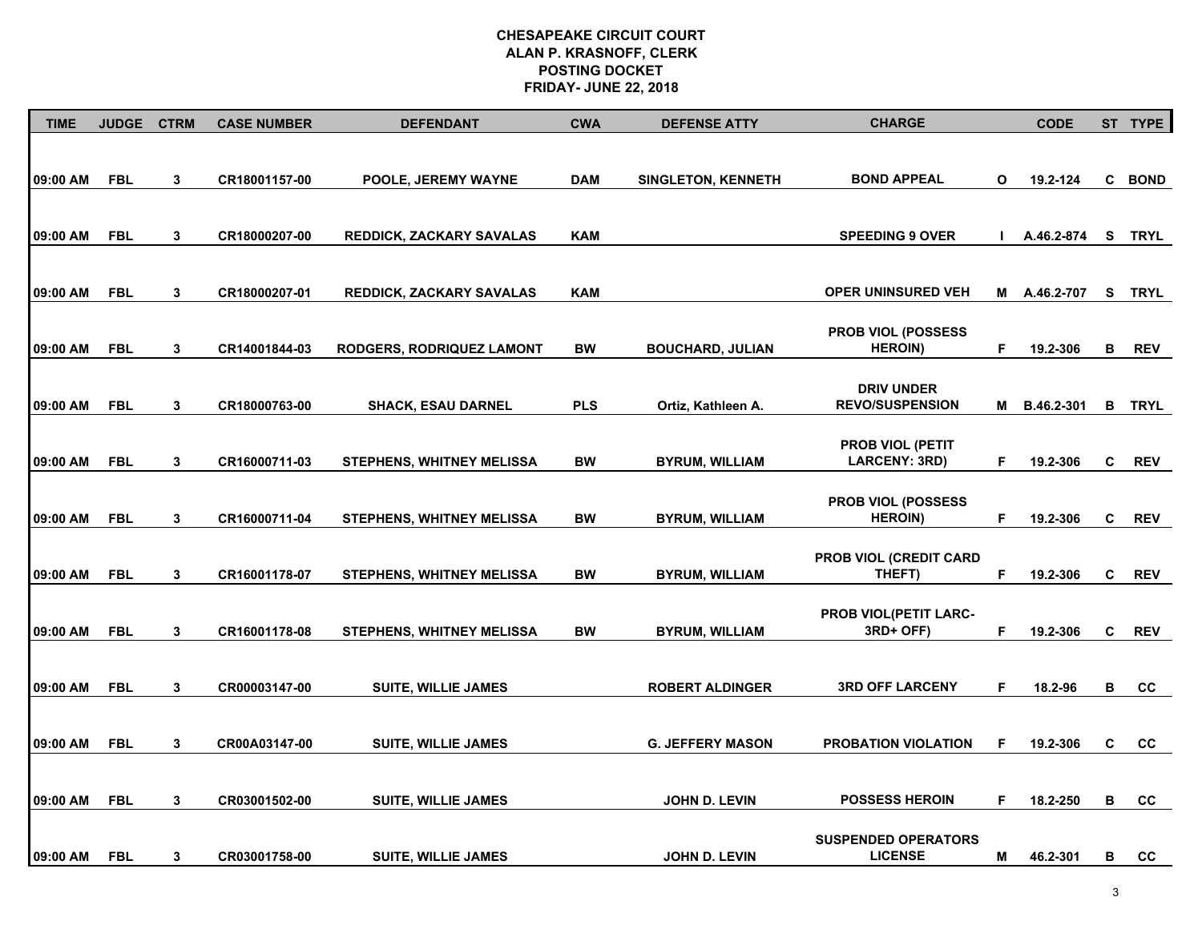# CHESAPEAKE CIRCUIT COURT
## ALAN P. KRASNOFF, CLERK
## POSTING DOCKET
## FRIDAY- JUNE 22, 2018

| TIME | JUDGE | CTRM | CASE NUMBER | DEFENDANT | CWA | DEFENSE ATTY | CHARGE | | CODE | ST | TYPE |
|---|---|---|---|---|---|---|---|---|---|---|---|
| 09:00 AM | FBL | 3 | CR18001157-00 | POOLE, JEREMY WAYNE | DAM | SINGLETON, KENNETH | BOND APPEAL | O | 19.2-124 | C | BOND |
| 09:00 AM | FBL | 3 | CR18000207-00 | REDDICK, ZACKARY SAVALAS | KAM | | SPEEDING 9 OVER | I | A.46.2-874 | S | TRYL |
| 09:00 AM | FBL | 3 | CR18000207-01 | REDDICK, ZACKARY SAVALAS | KAM | | OPER UNINSURED VEH | M | A.46.2-707 | S | TRYL |
| 09:00 AM | FBL | 3 | CR14001844-03 | RODGERS, RODRIQUEZ LAMONT | BW | BOUCHARD, JULIAN | PROB VIOL (POSSESS HEROIN) | F | 19.2-306 | B | REV |
| 09:00 AM | FBL | 3 | CR18000763-00 | SHACK, ESAU DARNEL | PLS | Ortiz, Kathleen A. | DRIV UNDER REVO/SUSPENSION | M | B.46.2-301 | B | TRYL |
| 09:00 AM | FBL | 3 | CR16000711-03 | STEPHENS, WHITNEY MELISSA | BW | BYRUM, WILLIAM | PROB VIOL (PETIT LARCENY: 3RD) | F | 19.2-306 | C | REV |
| 09:00 AM | FBL | 3 | CR16000711-04 | STEPHENS, WHITNEY MELISSA | BW | BYRUM, WILLIAM | PROB VIOL (POSSESS HEROIN) | F | 19.2-306 | C | REV |
| 09:00 AM | FBL | 3 | CR16001178-07 | STEPHENS, WHITNEY MELISSA | BW | BYRUM, WILLIAM | PROB VIOL (CREDIT CARD THEFT) | F | 19.2-306 | C | REV |
| 09:00 AM | FBL | 3 | CR16001178-08 | STEPHENS, WHITNEY MELISSA | BW | BYRUM, WILLIAM | PROB VIOL(PETIT LARC-3RD+ OFF) | F | 19.2-306 | C | REV |
| 09:00 AM | FBL | 3 | CR00003147-00 | SUITE, WILLIE JAMES | | ROBERT ALDINGER | 3RD OFF LARCENY | F | 18.2-96 | B | CC |
| 09:00 AM | FBL | 3 | CR00A03147-00 | SUITE, WILLIE JAMES | | G. JEFFERY MASON | PROBATION VIOLATION | F | 19.2-306 | C | CC |
| 09:00 AM | FBL | 3 | CR03001502-00 | SUITE, WILLIE JAMES | | JOHN D. LEVIN | POSSESS HEROIN | F | 18.2-250 | B | CC |
| 09:00 AM | FBL | 3 | CR03001758-00 | SUITE, WILLIE JAMES | | JOHN D. LEVIN | SUSPENDED OPERATORS LICENSE | M | 46.2-301 | B | CC |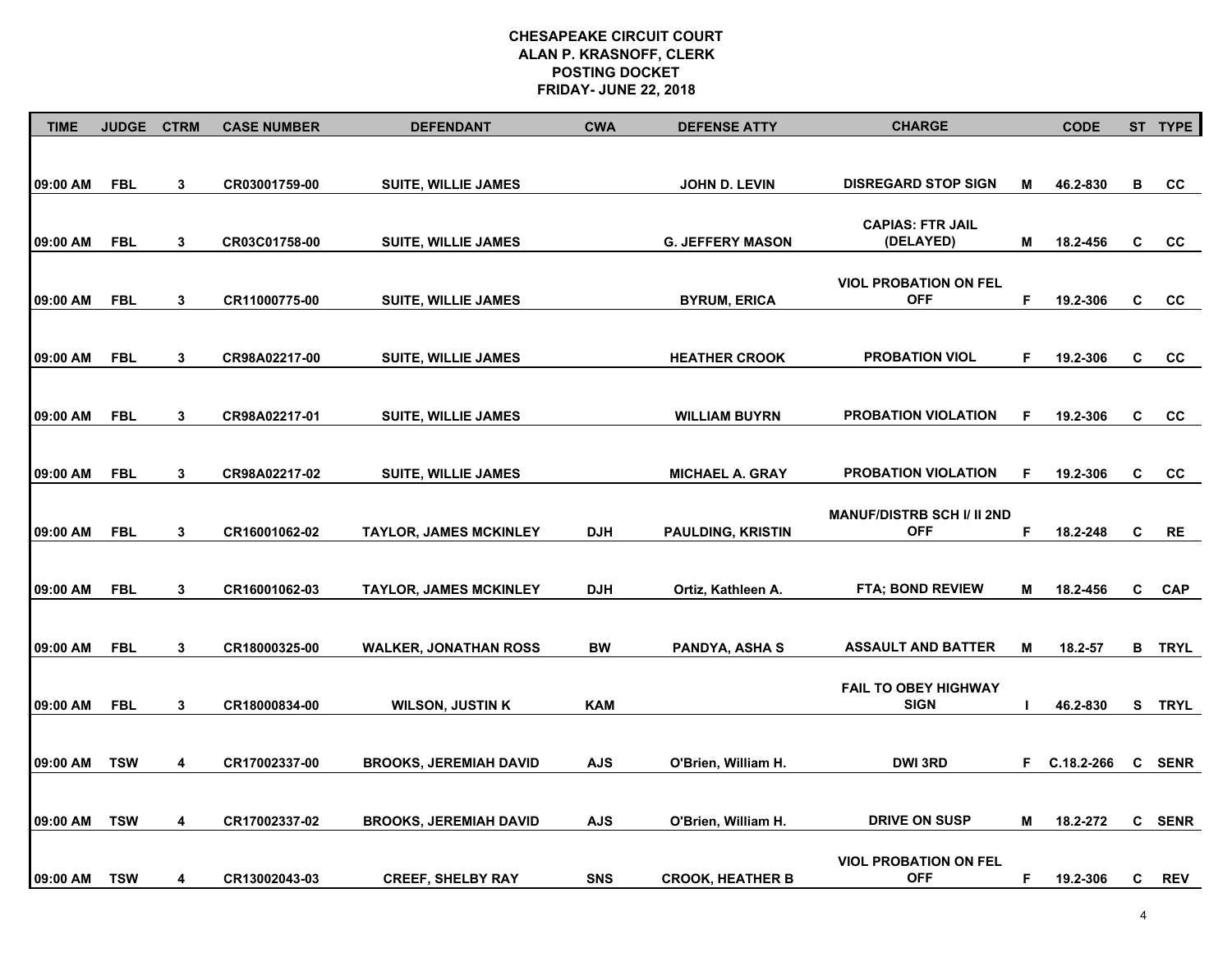**CHESAPEAKE CIRCUIT COURT**
**ALAN P. KRASNOFF, CLERK**
**POSTING DOCKET**
**FRIDAY- JUNE 22, 2018**

| TIME | JUDGE | CTRM | CASE NUMBER | DEFENDANT | CWA | DEFENSE ATTY | CHARGE | | CODE | ST | TYPE |
|---|---|---|---|---|---|---|---|---|---|---|---|
| 09:00 AM | FBL | 3 | CR03001759-00 | SUITE, WILLIE JAMES | | JOHN D. LEVIN | DISREGARD STOP SIGN | M | 46.2-830 | B | CC |
| 09:00 AM | FBL | 3 | CR03C01758-00 | SUITE, WILLIE JAMES | | G. JEFFERY MASON | CAPIAS: FTR JAIL (DELAYED) | M | 18.2-456 | C | CC |
| 09:00 AM | FBL | 3 | CR11000775-00 | SUITE, WILLIE JAMES | | BYRUM, ERICA | VIOL PROBATION ON FEL OFF | F | 19.2-306 | C | CC |
| 09:00 AM | FBL | 3 | CR98A02217-00 | SUITE, WILLIE JAMES | | HEATHER CROOK | PROBATION VIOL | F | 19.2-306 | C | CC |
| 09:00 AM | FBL | 3 | CR98A02217-01 | SUITE, WILLIE JAMES | | WILLIAM BUYRN | PROBATION VIOLATION | F | 19.2-306 | C | CC |
| 09:00 AM | FBL | 3 | CR98A02217-02 | SUITE, WILLIE JAMES | | MICHAEL A. GRAY | PROBATION VIOLATION | F | 19.2-306 | C | CC |
| 09:00 AM | FBL | 3 | CR16001062-02 | TAYLOR, JAMES MCKINLEY | DJH | PAULDING, KRISTIN | MANUF/DISTRB SCH I/ II 2ND OFF | F | 18.2-248 | C | RE |
| 09:00 AM | FBL | 3 | CR16001062-03 | TAYLOR, JAMES MCKINLEY | DJH | Ortiz, Kathleen A. | FTA; BOND REVIEW | M | 18.2-456 | C | CAP |
| 09:00 AM | FBL | 3 | CR18000325-00 | WALKER, JONATHAN ROSS | BW | PANDYA, ASHA S | ASSAULT AND BATTER | M | 18.2-57 | B | TRYL |
| 09:00 AM | FBL | 3 | CR18000834-00 | WILSON, JUSTIN K | KAM | | FAIL TO OBEY HIGHWAY SIGN | I | 46.2-830 | S | TRYL |
| 09:00 AM | TSW | 4 | CR17002337-00 | BROOKS, JEREMIAH DAVID | AJS | O'Brien, William H. | DWI 3RD | F | C.18.2-266 | C | SENR |
| 09:00 AM | TSW | 4 | CR17002337-02 | BROOKS, JEREMIAH DAVID | AJS | O'Brien, William H. | DRIVE ON SUSP | M | 18.2-272 | C | SENR |
| 09:00 AM | TSW | 4 | CR13002043-03 | CREEF, SHELBY RAY | SNS | CROOK, HEATHER B | VIOL PROBATION ON FEL OFF | F | 19.2-306 | C | REV |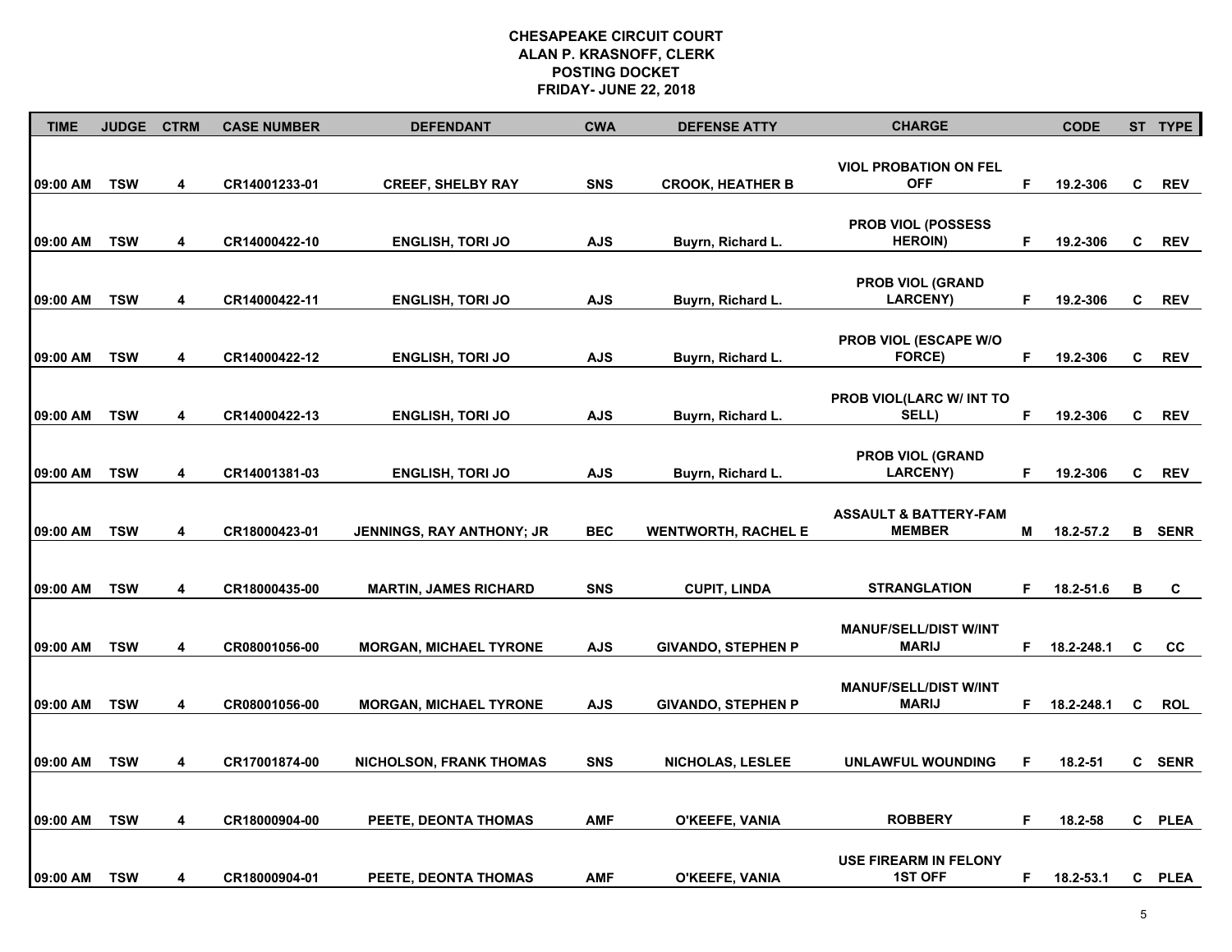# CHESAPEAKE CIRCUIT COURT
## ALAN P. KRASNOFF, CLERK
## POSTING DOCKET
## FRIDAY- JUNE 22, 2018

| TIME | JUDGE | CTRM | CASE NUMBER | DEFENDANT | CWA | DEFENSE ATTY | CHARGE | | CODE | ST | TYPE |
|---|---|---|---|---|---|---|---|---|---|---|---|
| 09:00 AM | TSW | 4 | CR14001233-01 | CREEF, SHELBY RAY | SNS | CROOK, HEATHER B | VIOL PROBATION ON FEL OFF | F | 19.2-306 | C | REV |
| 09:00 AM | TSW | 4 | CR14000422-10 | ENGLISH, TORI JO | AJS | Buyrn, Richard L. | PROB VIOL (POSSESS HEROIN) | F | 19.2-306 | C | REV |
| 09:00 AM | TSW | 4 | CR14000422-11 | ENGLISH, TORI JO | AJS | Buyrn, Richard L. | PROB VIOL (GRAND LARCENY) | F | 19.2-306 | C | REV |
| 09:00 AM | TSW | 4 | CR14000422-12 | ENGLISH, TORI JO | AJS | Buyrn, Richard L. | PROB VIOL (ESCAPE W/O FORCE) | F | 19.2-306 | C | REV |
| 09:00 AM | TSW | 4 | CR14000422-13 | ENGLISH, TORI JO | AJS | Buyrn, Richard L. | PROB VIOL(LARC W/ INT TO SELL) | F | 19.2-306 | C | REV |
| 09:00 AM | TSW | 4 | CR14001381-03 | ENGLISH, TORI JO | AJS | Buyrn, Richard L. | PROB VIOL (GRAND LARCENY) | F | 19.2-306 | C | REV |
| 09:00 AM | TSW | 4 | CR18000423-01 | JENNINGS, RAY ANTHONY; JR | BEC | WENTWORTH, RACHEL E | ASSAULT & BATTERY-FAM MEMBER | M | 18.2-57.2 | B | SENR |
| 09:00 AM | TSW | 4 | CR18000435-00 | MARTIN, JAMES RICHARD | SNS | CUPIT, LINDA | STRANGLATION | F | 18.2-51.6 | B | C |
| 09:00 AM | TSW | 4 | CR08001056-00 | MORGAN, MICHAEL TYRONE | AJS | GIVANDO, STEPHEN P | MANUF/SELL/DIST W/INT MARIJ | F | 18.2-248.1 | C | CC |
| 09:00 AM | TSW | 4 | CR08001056-00 | MORGAN, MICHAEL TYRONE | AJS | GIVANDO, STEPHEN P | MANUF/SELL/DIST W/INT MARIJ | F | 18.2-248.1 | C | ROL |
| 09:00 AM | TSW | 4 | CR17001874-00 | NICHOLSON, FRANK THOMAS | SNS | NICHOLAS, LESLEE | UNLAWFUL WOUNDING | F | 18.2-51 | C | SENR |
| 09:00 AM | TSW | 4 | CR18000904-00 | PEETE, DEONTA THOMAS | AMF | O'KEEFE, VANIA | ROBBERY | F | 18.2-58 | C | PLEA |
| 09:00 AM | TSW | 4 | CR18000904-01 | PEETE, DEONTA THOMAS | AMF | O'KEEFE, VANIA | USE FIREARM IN FELONY 1ST OFF | F | 18.2-53.1 | C | PLEA |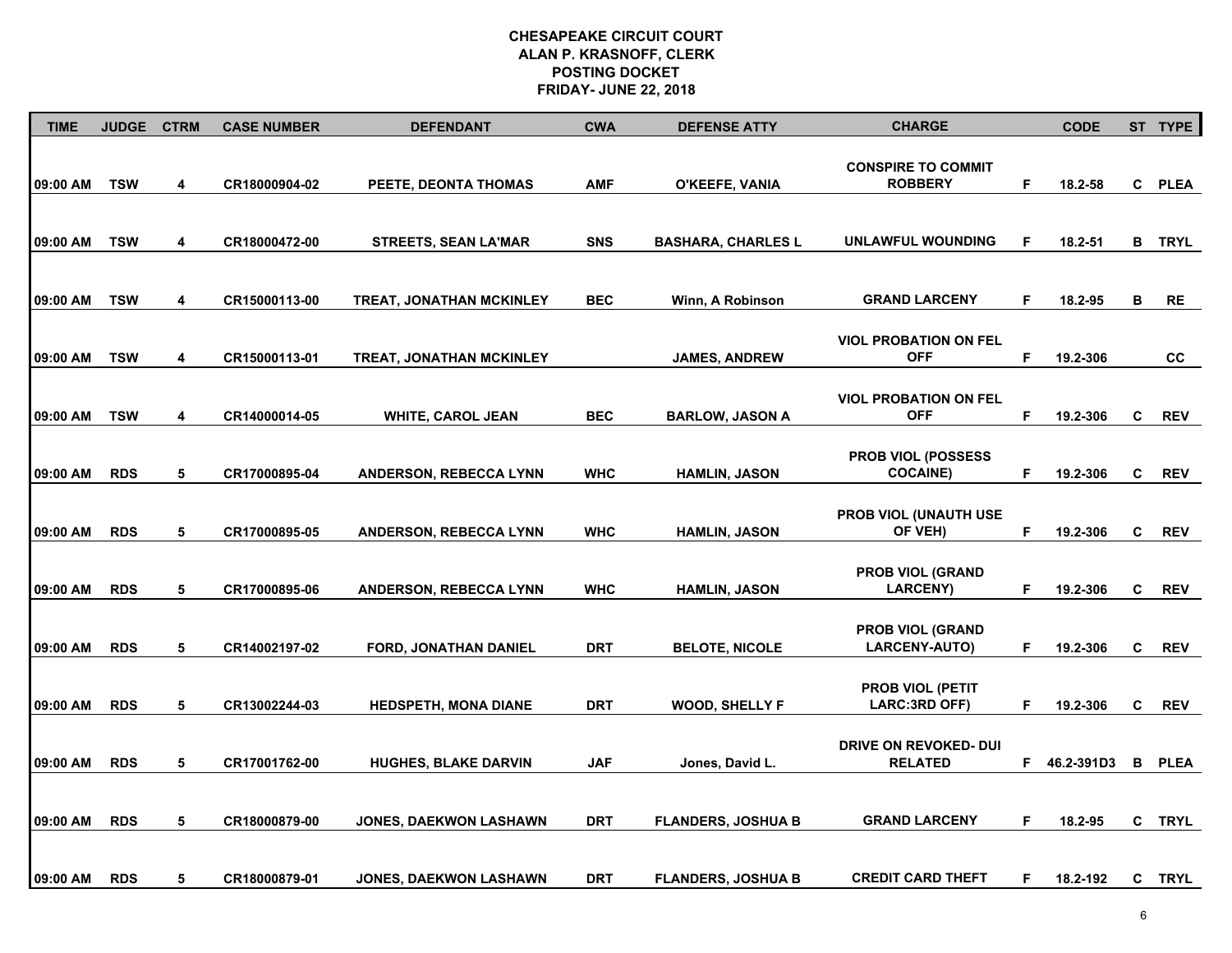# CHESAPEAKE CIRCUIT COURT
## ALAN P. KRASNOFF, CLERK
## POSTING DOCKET
## FRIDAY- JUNE 22, 2018

| TIME | JUDGE | CTRM | CASE NUMBER | DEFENDANT | CWA | DEFENSE ATTY | CHARGE | | CODE | ST | TYPE |
|---|---|---|---|---|---|---|---|---|---|---|---|
| 09:00 AM | TSW | 4 | CR18000904-02 | PEETE, DEONTA THOMAS | AMF | O'KEEFE, VANIA | CONSPIRE TO COMMIT ROBBERY | F | 18.2-58 | C | PLEA |
| 09:00 AM | TSW | 4 | CR18000472-00 | STREETS, SEAN LA'MAR | SNS | BASHARA, CHARLES L | UNLAWFUL WOUNDING | F | 18.2-51 | B | TRYL |
| 09:00 AM | TSW | 4 | CR15000113-00 | TREAT, JONATHAN MCKINLEY | BEC | Winn, A Robinson | GRAND LARCENY | F | 18.2-95 | B | RE |
| 09:00 AM | TSW | 4 | CR15000113-01 | TREAT, JONATHAN MCKINLEY | | JAMES, ANDREW | VIOL PROBATION ON FEL OFF | F | 19.2-306 | | CC |
| 09:00 AM | TSW | 4 | CR14000014-05 | WHITE, CAROL JEAN | BEC | BARLOW, JASON A | VIOL PROBATION ON FEL OFF | F | 19.2-306 | C | REV |
| 09:00 AM | RDS | 5 | CR17000895-04 | ANDERSON, REBECCA LYNN | WHC | HAMLIN, JASON | PROB VIOL (POSSESS COCAINE) | F | 19.2-306 | C | REV |
| 09:00 AM | RDS | 5 | CR17000895-05 | ANDERSON, REBECCA LYNN | WHC | HAMLIN, JASON | PROB VIOL (UNAUTH USE OF VEH) | F | 19.2-306 | C | REV |
| 09:00 AM | RDS | 5 | CR17000895-06 | ANDERSON, REBECCA LYNN | WHC | HAMLIN, JASON | PROB VIOL (GRAND LARCENY) | F | 19.2-306 | C | REV |
| 09:00 AM | RDS | 5 | CR14002197-02 | FORD, JONATHAN DANIEL | DRT | BELOTE, NICOLE | PROB VIOL (GRAND LARCENY-AUTO) | F | 19.2-306 | C | REV |
| 09:00 AM | RDS | 5 | CR13002244-03 | HEDSPETH, MONA DIANE | DRT | WOOD, SHELLY F | PROB VIOL (PETIT LARC:3RD OFF) | F | 19.2-306 | C | REV |
| 09:00 AM | RDS | 5 | CR17001762-00 | HUGHES, BLAKE DARVIN | JAF | Jones, David L. | DRIVE ON REVOKED- DUI RELATED | F | 46.2-391D3 | B | PLEA |
| 09:00 AM | RDS | 5 | CR18000879-00 | JONES, DAEKWON LASHAWN | DRT | FLANDERS, JOSHUA B | GRAND LARCENY | F | 18.2-95 | C | TRYL |
| 09:00 AM | RDS | 5 | CR18000879-01 | JONES, DAEKWON LASHAWN | DRT | FLANDERS, JOSHUA B | CREDIT CARD THEFT | F | 18.2-192 | C | TRYL |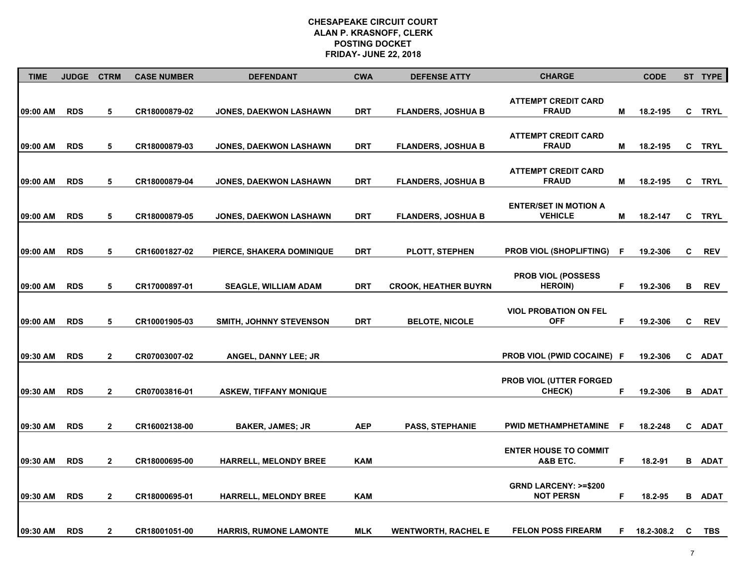# CHESAPEAKE CIRCUIT COURT
## ALAN P. KRASNOFF, CLERK
## POSTING DOCKET
## FRIDAY- JUNE 22, 2018

| TIME | JUDGE | CTRM | CASE NUMBER | DEFENDANT | CWA | DEFENSE ATTY | CHARGE | | CODE | ST | TYPE |
|---|---|---|---|---|---|---|---|---|---|---|---|
| 09:00 AM | RDS | 5 | CR18000879-02 | JONES, DAEKWON LASHAWN | DRT | FLANDERS, JOSHUA B | ATTEMPT CREDIT CARD FRAUD | M | 18.2-195 | C | TRYL |
| 09:00 AM | RDS | 5 | CR18000879-03 | JONES, DAEKWON LASHAWN | DRT | FLANDERS, JOSHUA B | ATTEMPT CREDIT CARD FRAUD | M | 18.2-195 | C | TRYL |
| 09:00 AM | RDS | 5 | CR18000879-04 | JONES, DAEKWON LASHAWN | DRT | FLANDERS, JOSHUA B | ATTEMPT CREDIT CARD FRAUD | M | 18.2-195 | C | TRYL |
| 09:00 AM | RDS | 5 | CR18000879-05 | JONES, DAEKWON LASHAWN | DRT | FLANDERS, JOSHUA B | ENTER/SET IN MOTION A VEHICLE | M | 18.2-147 | C | TRYL |
| 09:00 AM | RDS | 5 | CR16001827-02 | PIERCE, SHAKERA DOMINIQUE | DRT | PLOTT, STEPHEN | PROB VIOL (SHOPLIFTING) | F | 19.2-306 | C | REV |
| 09:00 AM | RDS | 5 | CR17000897-01 | SEAGLE, WILLIAM ADAM | DRT | CROOK, HEATHER BUYRN | PROB VIOL (POSSESS HEROIN) | F | 19.2-306 | B | REV |
| 09:00 AM | RDS | 5 | CR10001905-03 | SMITH, JOHNNY STEVENSON | DRT | BELOTE, NICOLE | VIOL PROBATION ON FEL OFF | F | 19.2-306 | C | REV |
| 09:30 AM | RDS | 2 | CR07003007-02 | ANGEL, DANNY LEE; JR | | | PROB VIOL (PWID COCAINE) | F | 19.2-306 | C | ADAT |
| 09:30 AM | RDS | 2 | CR07003816-01 | ASKEW, TIFFANY MONIQUE | | | PROB VIOL (UTTER FORGED CHECK) | F | 19.2-306 | B | ADAT |
| 09:30 AM | RDS | 2 | CR16002138-00 | BAKER, JAMES; JR | AEP | PASS, STEPHANIE | PWID METHAMPHETAMINE | F | 18.2-248 | C | ADAT |
| 09:30 AM | RDS | 2 | CR18000695-00 | HARRELL, MELONDY BREE | KAM | | ENTER HOUSE TO COMMIT A&B ETC. | F | 18.2-91 | B | ADAT |
| 09:30 AM | RDS | 2 | CR18000695-01 | HARRELL, MELONDY BREE | KAM | | GRND LARCENY: >=$200 NOT PERSN | F | 18.2-95 | B | ADAT |
| 09:30 AM | RDS | 2 | CR18001051-00 | HARRIS, RUMONE LAMONTE | MLK | WENTWORTH, RACHEL E | FELON POSS FIREARM | F | 18.2-308.2 | C | TBS |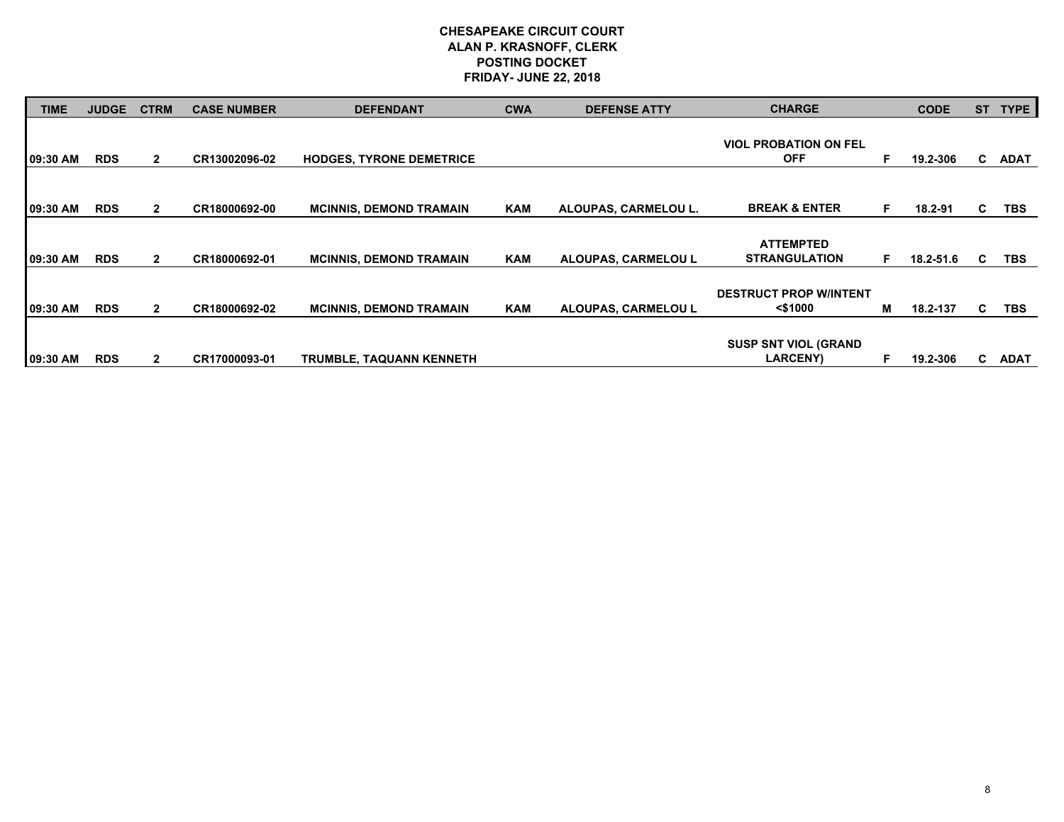# CHESAPEAKE CIRCUIT COURT
## ALAN P. KRASNOFF, CLERK
## POSTING DOCKET
## FRIDAY- JUNE 22, 2018

| TIME | JUDGE | CTRM | CASE NUMBER | DEFENDANT | CWA | DEFENSE ATTY | CHARGE | | CODE | ST | TYPE |
|---|---|---|---|---|---|---|---|---|---|---|---|
| 09:30 AM | RDS | 2 | CR13002096-02 | HODGES, TYRONE DEMETRICE | | | VIOL PROBATION ON FEL OFF | F | 19.2-306 | C | ADAT |
| 09:30 AM | RDS | 2 | CR18000692-00 | MCINNIS, DEMOND TRAMAIN | KAM | ALOUPAS, CARMELOU L. | BREAK & ENTER | F | 18.2-91 | C | TBS |
| 09:30 AM | RDS | 2 | CR18000692-01 | MCINNIS, DEMOND TRAMAIN | KAM | ALOUPAS, CARMELOU L | ATTEMPTED STRANGULATION | F | 18.2-51.6 | C | TBS |
| 09:30 AM | RDS | 2 | CR18000692-02 | MCINNIS, DEMOND TRAMAIN | KAM | ALOUPAS, CARMELOU L | DESTRUCT PROP W/INTENT <$1000 | M | 18.2-137 | C | TBS |
| 09:30 AM | RDS | 2 | CR17000093-01 | TRUMBLE, TAQUANN KENNETH | | | SUSP SNT VIOL (GRAND LARCENY) | F | 19.2-306 | C | ADAT |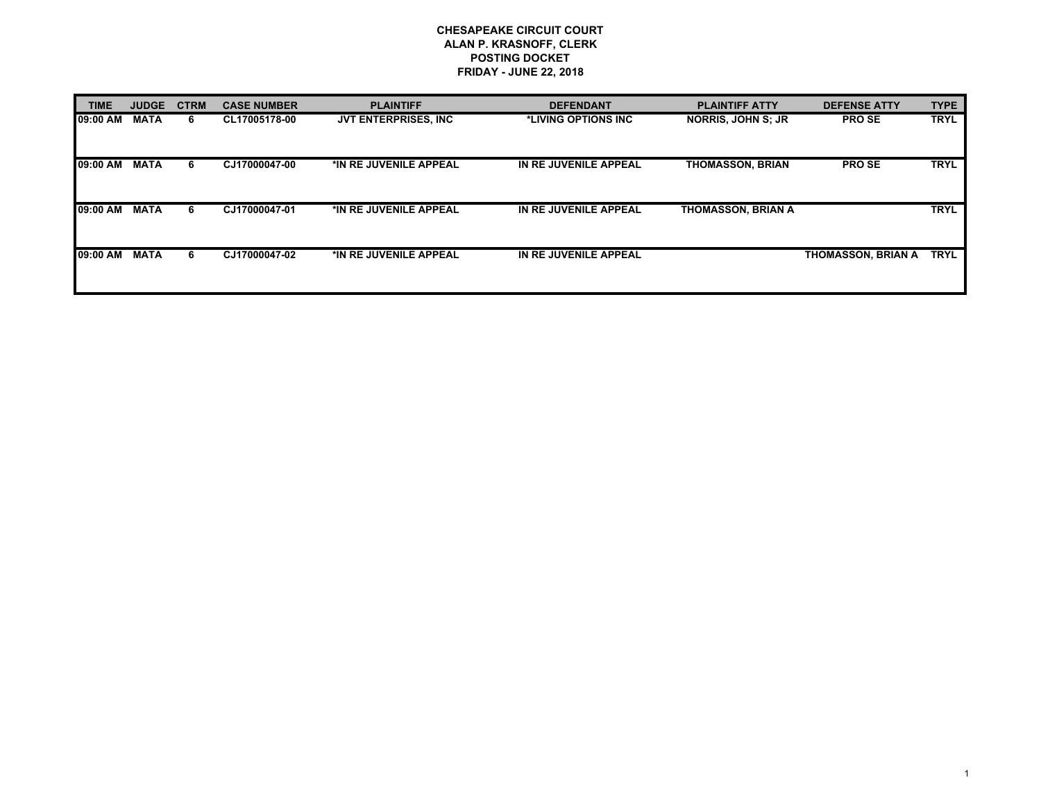**CHESAPEAKE CIRCUIT COURT**
**ALAN P. KRASNOFF, CLERK**
**POSTING DOCKET**
**FRIDAY - JUNE 22, 2018**

| TIME | JUDGE | CTRM | CASE NUMBER | PLAINTIFF | DEFENDANT | PLAINTIFF ATTY | DEFENSE ATTY | TYPE |
|---|---|---|---|---|---|---|---|---|
| 09:00 AM | MATA | 6 | CL17005178-00 | JVT ENTERPRISES, INC | *LIVING OPTIONS INC | NORRIS, JOHN S; JR | PRO SE | TRYL |
| 09:00 AM | MATA | 6 | CJ17000047-00 | *IN RE JUVENILE APPEAL | IN RE JUVENILE APPEAL | THOMASSON, BRIAN | PRO SE | TRYL |
| 09:00 AM | MATA | 6 | CJ17000047-01 | *IN RE JUVENILE APPEAL | IN RE JUVENILE APPEAL | THOMASSON, BRIAN A | | TRYL |
| 09:00 AM | MATA | 6 | CJ17000047-02 | *IN RE JUVENILE APPEAL | IN RE JUVENILE APPEAL | | THOMASSON, BRIAN A | TRYL |